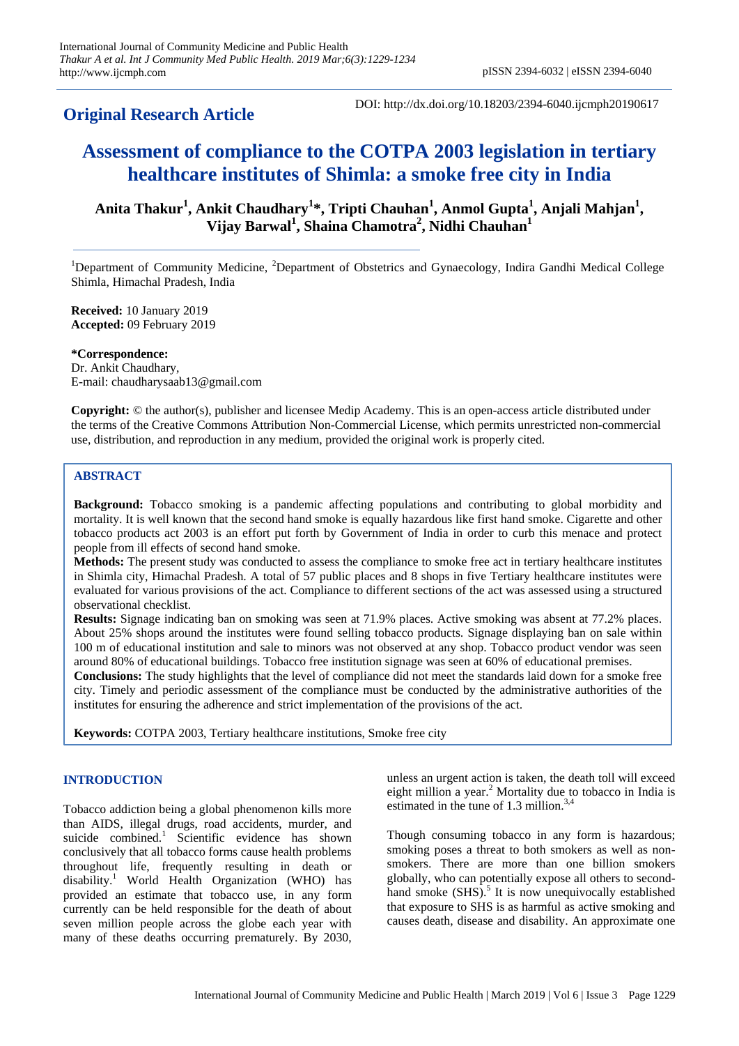**Original Research Article**

DOI: http://dx.doi.org/10.18203/2394-6040.ijcmph20190617

# Assessment of compliance to the COTPA 2003 legislation in tertiary healthcare institutes of Shimla: a smoke free city in India

**Anita Thakur[1], Ankit Chaudhary[1]\*, Tripti Chauhan[1], Anmol Gupta[1], Anjali Mahjan[1], Vijay Barwal[1], Shaina Chamotra[2], Nidhi Chauhan[1]**

[1]Department of Community Medicine, [2]Department of Obstetrics and Gynaecology, Indira Gandhi Medical College Shimla, Himachal Pradesh, India

**Received:** 10 January 2019
**Accepted:** 09 February 2019

**\*Correspondence:**
Dr. Ankit Chaudhary,
E-mail: chaudharysaab13@gmail.com

**Copyright:** © the author(s), publisher and licensee Medip Academy. This is an open-access article distributed under the terms of the Creative Commons Attribution Non-Commercial License, which permits unrestricted non-commercial use, distribution, and reproduction in any medium, provided the original work is properly cited.

## ABSTRACT

**Background:** Tobacco smoking is a pandemic affecting populations and contributing to global morbidity and mortality. It is well known that the second hand smoke is equally hazardous like first hand smoke. Cigarette and other tobacco products act 2003 is an effort put forth by Government of India in order to curb this menace and protect people from ill effects of second hand smoke.

**Methods:** The present study was conducted to assess the compliance to smoke free act in tertiary healthcare institutes in Shimla city, Himachal Pradesh. A total of 57 public places and 8 shops in five Tertiary healthcare institutes were evaluated for various provisions of the act. Compliance to different sections of the act was assessed using a structured observational checklist.

**Results:** Signage indicating ban on smoking was seen at 71.9% places. Active smoking was absent at 77.2% places. About 25% shops around the institutes were found selling tobacco products. Signage displaying ban on sale within 100 m of educational institution and sale to minors was not observed at any shop. Tobacco product vendor was seen around 80% of educational buildings. Tobacco free institution signage was seen at 60% of educational premises.

**Conclusions:** The study highlights that the level of compliance did not meet the standards laid down for a smoke free city. Timely and periodic assessment of the compliance must be conducted by the administrative authorities of the institutes for ensuring the adherence and strict implementation of the provisions of the act.

**Keywords:** COTPA 2003, Tertiary healthcare institutions, Smoke free city

## INTRODUCTION

Tobacco addiction being a global phenomenon kills more than AIDS, illegal drugs, road accidents, murder, and suicide combined.[1] Scientific evidence has shown conclusively that all tobacco forms cause health problems throughout life, frequently resulting in death or disability.[1] World Health Organization (WHO) has provided an estimate that tobacco use, in any form currently can be held responsible for the death of about seven million people across the globe each year with many of these deaths occurring prematurely. By 2030, unless an urgent action is taken, the death toll will exceed eight million a year.[2] Mortality due to tobacco in India is estimated in the tune of 1.3 million.[3,4]

Though consuming tobacco in any form is hazardous; smoking poses a threat to both smokers as well as non-smokers. There are more than one billion smokers globally, who can potentially expose all others to second-hand smoke (SHS).[5] It is now unequivocally established that exposure to SHS is as harmful as active smoking and causes death, disease and disability. An approximate one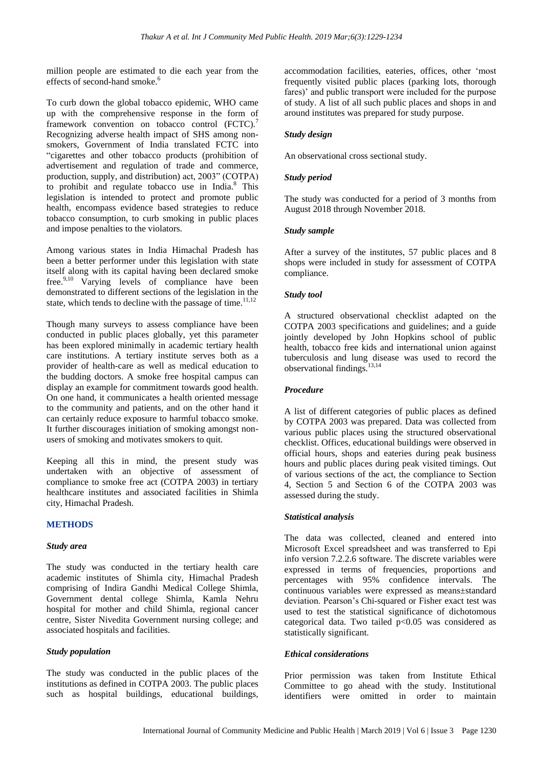million people are estimated to die each year from the effects of second-hand smoke.[6]

To curb down the global tobacco epidemic, WHO came up with the comprehensive response in the form of framework convention on tobacco control (FCTC).[7] Recognizing adverse health impact of SHS among non-smokers, Government of India translated FCTC into "cigarettes and other tobacco products (prohibition of advertisement and regulation of trade and commerce, production, supply, and distribution) act, 2003" (COTPA) to prohibit and regulate tobacco use in India.[8] This legislation is intended to protect and promote public health, encompass evidence based strategies to reduce tobacco consumption, to curb smoking in public places and impose penalties to the violators.

Among various states in India Himachal Pradesh has been a better performer under this legislation with state itself along with its capital having been declared smoke free.[9,10] Varying levels of compliance have been demonstrated to different sections of the legislation in the state, which tends to decline with the passage of time.[11,12]

Though many surveys to assess compliance have been conducted in public places globally, yet this parameter has been explored minimally in academic tertiary health care institutions. A tertiary institute serves both as a provider of health-care as well as medical education to the budding doctors. A smoke free hospital campus can display an example for commitment towards good health. On one hand, it communicates a health oriented message to the community and patients, and on the other hand it can certainly reduce exposure to harmful tobacco smoke. It further discourages initiation of smoking amongst non-users of smoking and motivates smokers to quit.

Keeping all this in mind, the present study was undertaken with an objective of assessment of compliance to smoke free act (COTPA 2003) in tertiary healthcare institutes and associated facilities in Shimla city, Himachal Pradesh.

## METHODS

### Study area

The study was conducted in the tertiary health care academic institutes of Shimla city, Himachal Pradesh comprising of Indira Gandhi Medical College Shimla, Government dental college Shimla, Kamla Nehru hospital for mother and child Shimla, regional cancer centre, Sister Nivedita Government nursing college; and associated hospitals and facilities.

### Study population

The study was conducted in the public places of the institutions as defined in COTPA 2003. The public places such as hospital buildings, educational buildings, accommodation facilities, eateries, offices, other 'most frequently visited public places (parking lots, thorough fares)' and public transport were included for the purpose of study. A list of all such public places and shops in and around institutes was prepared for study purpose.

### Study design

An observational cross sectional study.

### Study period

The study was conducted for a period of 3 months from August 2018 through November 2018.

### Study sample

After a survey of the institutes, 57 public places and 8 shops were included in study for assessment of COTPA compliance.

### Study tool

A structured observational checklist adapted on the COTPA 2003 specifications and guidelines; and a guide jointly developed by John Hopkins school of public health, tobacco free kids and international union against tuberculosis and lung disease was used to record the observational findings.[13,14]

### Procedure

A list of different categories of public places as defined by COTPA 2003 was prepared. Data was collected from various public places using the structured observational checklist. Offices, educational buildings were observed in official hours, shops and eateries during peak business hours and public places during peak visited timings. Out of various sections of the act, the compliance to Section 4, Section 5 and Section 6 of the COTPA 2003 was assessed during the study.

### Statistical analysis

The data was collected, cleaned and entered into Microsoft Excel spreadsheet and was transferred to Epi info version 7.2.2.6 software. The discrete variables were expressed in terms of frequencies, proportions and percentages with 95% confidence intervals. The continuous variables were expressed as means±standard deviation. Pearson's Chi-squared or Fisher exact test was used to test the statistical significance of dichotomous categorical data. Two tailed $p<0.05$ was considered as statistically significant.

### Ethical considerations

Prior permission was taken from Institute Ethical Committee to go ahead with the study. Institutional identifiers were omitted in order to maintain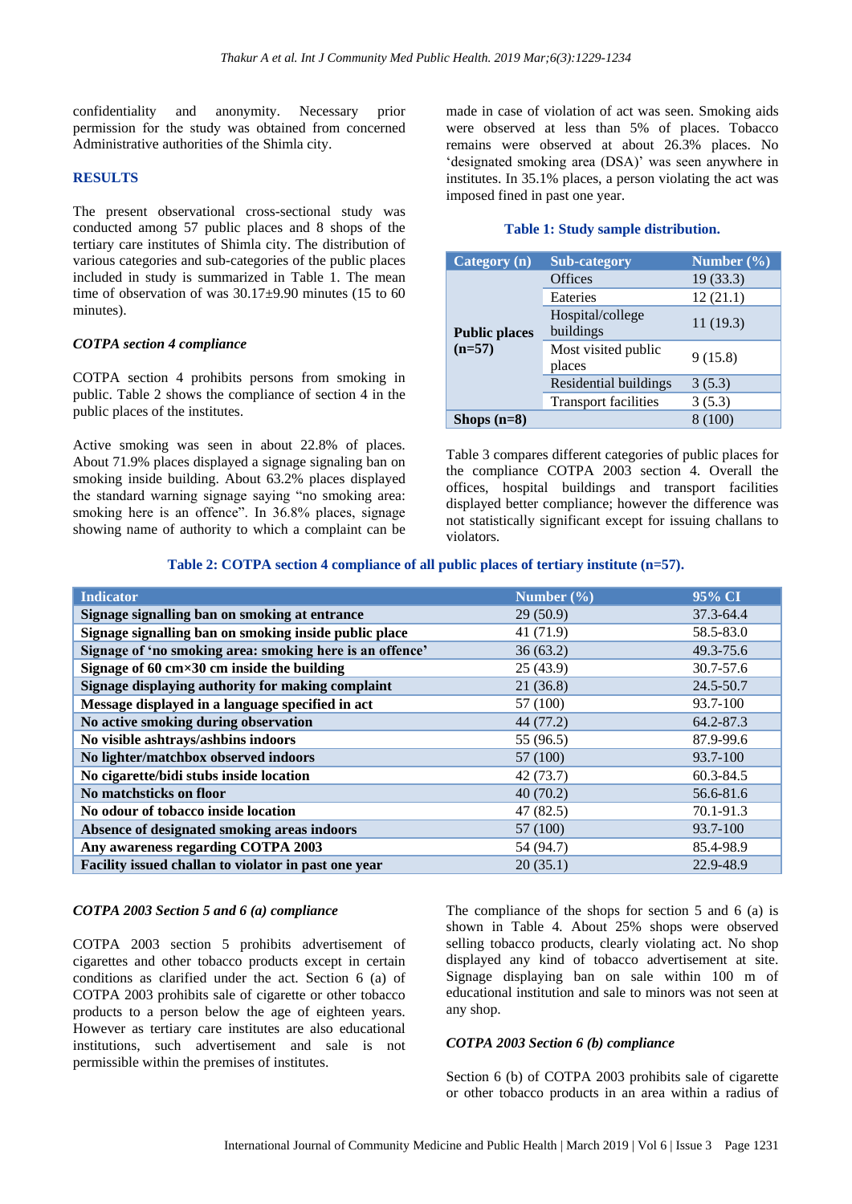confidentiality and anonymity. Necessary prior permission for the study was obtained from concerned Administrative authorities of the Shimla city.

## RESULTS

The present observational cross-sectional study was conducted among 57 public places and 8 shops of the tertiary care institutes of Shimla city. The distribution of various categories and sub-categories of the public places included in study is summarized in Table 1. The mean time of observation of was 30.17±9.90 minutes (15 to 60 minutes).

### *COTPA section 4 compliance*

COTPA section 4 prohibits persons from smoking in public. Table 2 shows the compliance of section 4 in the public places of the institutes.

Active smoking was seen in about 22.8% of places. About 71.9% places displayed a signage signaling ban on smoking inside building. About 63.2% places displayed the standard warning signage saying "no smoking area: smoking here is an offence". In 36.8% places, signage showing name of authority to which a complaint can be made in case of violation of act was seen. Smoking aids were observed at less than 5% of places. Tobacco remains were observed at about 26.3% places. No 'designated smoking area (DSA)' was seen anywhere in institutes. In 35.1% places, a person violating the act was imposed fined in past one year.

**Table 1: Study sample distribution.**

| Category (n) | Sub-category | Number (%) |
|---|---|---|
| Public places (n=57) | Offices | 19 (33.3) |
| | Eateries | 12 (21.1) |
| | Hospital/college buildings | 11 (19.3) |
| | Most visited public places | 9 (15.8) |
| | Residential buildings | 3 (5.3) |
| | Transport facilities | 3 (5.3) |
| Shops (n=8) | | 8 (100) |

Table 3 compares different categories of public places for the compliance COTPA 2003 section 4. Overall the offices, hospital buildings and transport facilities displayed better compliance; however the difference was not statistically significant except for issuing challans to violators.

**Table 2: COTPA section 4 compliance of all public places of tertiary institute (n=57).**

| Indicator | Number (%) | 95% CI |
|---|---|---|
| Signage signalling ban on smoking at entrance | 29 (50.9) | 37.3-64.4 |
| Signage signalling ban on smoking inside public place | 41 (71.9) | 58.5-83.0 |
| Signage of 'no smoking area: smoking here is an offence' | 36 (63.2) | 49.3-75.6 |
| Signage of 60 cm×30 cm inside the building | 25 (43.9) | 30.7-57.6 |
| Signage displaying authority for making complaint | 21 (36.8) | 24.5-50.7 |
| Message displayed in a language specified in act | 57 (100) | 93.7-100 |
| No active smoking during observation | 44 (77.2) | 64.2-87.3 |
| No visible ashtrays/ashbins indoors | 55 (96.5) | 87.9-99.6 |
| No lighter/matchbox observed indoors | 57 (100) | 93.7-100 |
| No cigarette/bidi stubs inside location | 42 (73.7) | 60.3-84.5 |
| No matchsticks on floor | 40 (70.2) | 56.6-81.6 |
| No odour of tobacco inside location | 47 (82.5) | 70.1-91.3 |
| Absence of designated smoking areas indoors | 57 (100) | 93.7-100 |
| Any awareness regarding COTPA 2003 | 54 (94.7) | 85.4-98.9 |
| Facility issued challan to violator in past one year | 20 (35.1) | 22.9-48.9 |

### *COTPA 2003 Section 5 and 6 (a) compliance*

COTPA 2003 section 5 prohibits advertisement of cigarettes and other tobacco products except in certain conditions as clarified under the act. Section 6 (a) of COTPA 2003 prohibits sale of cigarette or other tobacco products to a person below the age of eighteen years. However as tertiary care institutes are also educational institutions, such advertisement and sale is not permissible within the premises of institutes.

The compliance of the shops for section 5 and 6 (a) is shown in Table 4. About 25% shops were observed selling tobacco products, clearly violating act. No shop displayed any kind of tobacco advertisement at site. Signage displaying ban on sale within 100 m of educational institution and sale to minors was not seen at any shop.

### *COTPA 2003 Section 6 (b) compliance*

Section 6 (b) of COTPA 2003 prohibits sale of cigarette or other tobacco products in an area within a radius of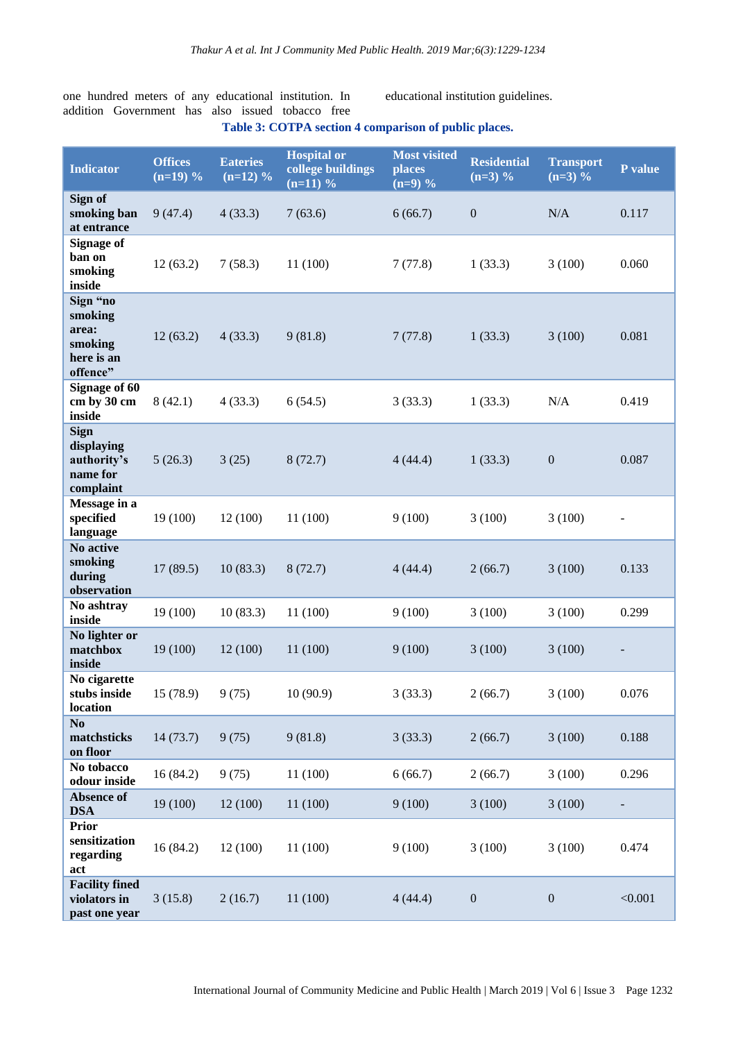one hundred meters of any educational institution. In addition Government has also issued tobacco free educational institution guidelines.

**Table 3: COTPA section 4 comparison of public places.**

| Indicator | Offices (n=19) % | Eateries (n=12) % | Hospital or college buildings (n=11) % | Most visited places (n=9) % | Residential (n=3) % | Transport (n=3) % | P value |
|---|---|---|---|---|---|---|---|
| Sign of smoking ban at entrance | 9 (47.4) | 4 (33.3) | 7 (63.6) | 6 (66.7) | 0 | N/A | 0.117 |
| Signage of ban on smoking inside | 12 (63.2) | 7 (58.3) | 11 (100) | 7 (77.8) | 1 (33.3) | 3 (100) | 0.060 |
| Sign "no smoking area: smoking here is an offence" | 12 (63.2) | 4 (33.3) | 9 (81.8) | 7 (77.8) | 1 (33.3) | 3 (100) | 0.081 |
| Signage of 60 cm by 30 cm inside | 8 (42.1) | 4 (33.3) | 6 (54.5) | 3 (33.3) | 1 (33.3) | N/A | 0.419 |
| Sign displaying authority's name for complaint | 5 (26.3) | 3 (25) | 8 (72.7) | 4 (44.4) | 1 (33.3) | 0 | 0.087 |
| Message in a specified language | 19 (100) | 12 (100) | 11 (100) | 9 (100) | 3 (100) | 3 (100) | - |
| No active smoking during observation | 17 (89.5) | 10 (83.3) | 8 (72.7) | 4 (44.4) | 2 (66.7) | 3 (100) | 0.133 |
| No ashtray inside | 19 (100) | 10 (83.3) | 11 (100) | 9 (100) | 3 (100) | 3 (100) | 0.299 |
| No lighter or matchbox inside | 19 (100) | 12 (100) | 11 (100) | 9 (100) | 3 (100) | 3 (100) | - |
| No cigarette stubs inside location | 15 (78.9) | 9 (75) | 10 (90.9) | 3 (33.3) | 2 (66.7) | 3 (100) | 0.076 |
| No matchsticks on floor | 14 (73.7) | 9 (75) | 9 (81.8) | 3 (33.3) | 2 (66.7) | 3 (100) | 0.188 |
| No tobacco odour inside | 16 (84.2) | 9 (75) | 11 (100) | 6 (66.7) | 2 (66.7) | 3 (100) | 0.296 |
| Absence of DSA | 19 (100) | 12 (100) | 11 (100) | 9 (100) | 3 (100) | 3 (100) | - |
| Prior sensitization regarding act | 16 (84.2) | 12 (100) | 11 (100) | 9 (100) | 3 (100) | 3 (100) | 0.474 |
| Facility fined violators in past one year | 3 (15.8) | 2 (16.7) | 11 (100) | 4 (44.4) | 0 | 0 | <0.001 |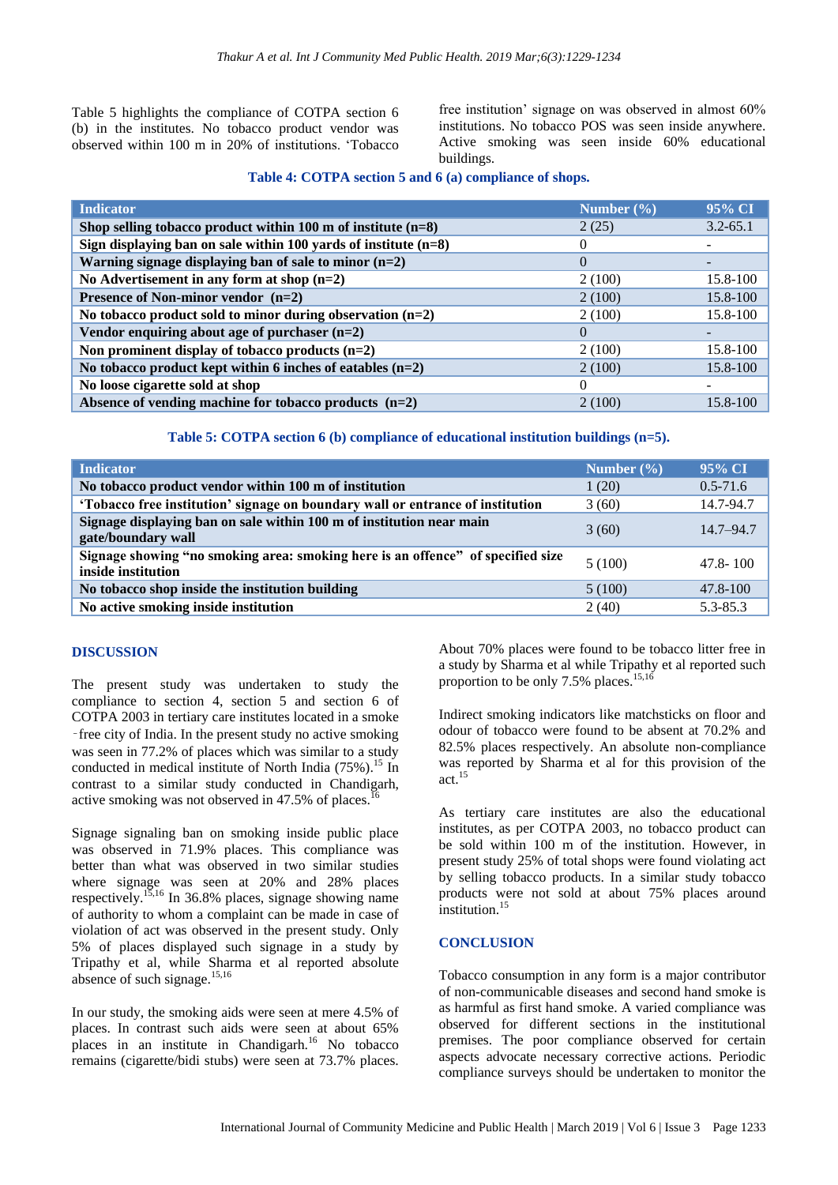Table 5 highlights the compliance of COTPA section 6 (b) in the institutes. No tobacco product vendor was observed within 100 m in 20% of institutions. 'Tobacco free institution' signage on was observed in almost 60% institutions. No tobacco POS was seen inside anywhere. Active smoking was seen inside 60% educational buildings.

**Table 4: COTPA section 5 and 6 (a) compliance of shops.**

| Indicator | Number (%) | 95% CI |
|---|---|---|
| Shop selling tobacco product within 100 m of institute (n=8) | 2 (25) | 3.2-65.1 |
| Sign displaying ban on sale within 100 yards of institute (n=8) | 0 | - |
| Warning signage displaying ban of sale to minor (n=2) | 0 | - |
| No Advertisement in any form at shop (n=2) | 2 (100) | 15.8-100 |
| Presence of Non-minor vendor (n=2) | 2 (100) | 15.8-100 |
| No tobacco product sold to minor during observation (n=2) | 2 (100) | 15.8-100 |
| Vendor enquiring about age of purchaser (n=2) | 0 | - |
| Non prominent display of tobacco products (n=2) | 2 (100) | 15.8-100 |
| No tobacco product kept within 6 inches of eatables (n=2) | 2 (100) | 15.8-100 |
| No loose cigarette sold at shop | 0 | - |
| Absence of vending machine for tobacco products (n=2) | 2 (100) | 15.8-100 |

**Table 5: COTPA section 6 (b) compliance of educational institution buildings (n=5).**

| Indicator | Number (%) | 95% CI |
|---|---|---|
| No tobacco product vendor within 100 m of institution | 1 (20) | 0.5-71.6 |
| 'Tobacco free institution' signage on boundary wall or entrance of institution | 3 (60) | 14.7-94.7 |
| Signage displaying ban on sale within 100 m of institution near main gate/boundary wall | 3 (60) | 14.7–94.7 |
| Signage showing "no smoking area: smoking here is an offence" of specified size inside institution | 5 (100) | 47.8- 100 |
| No tobacco shop inside the institution building | 5 (100) | 47.8-100 |
| No active smoking inside institution | 2 (40) | 5.3-85.3 |

## DISCUSSION

The present study was undertaken to study the compliance to section 4, section 5 and section 6 of COTPA 2003 in tertiary care institutes located in a smoke‑free city of India. In the present study no active smoking was seen in 77.2% of places which was similar to a study conducted in medical institute of North India (75%).[15] In contrast to a similar study conducted in Chandigarh, active smoking was not observed in 47.5% of places.[16]

Signage signaling ban on smoking inside public place was observed in 71.9% places. This compliance was better than what was observed in two similar studies where signage was seen at 20% and 28% places respectively.[15,16] In 36.8% places, signage showing name of authority to whom a complaint can be made in case of violation of act was observed in the present study. Only 5% of places displayed such signage in a study by Tripathy et al, while Sharma et al reported absolute absence of such signage.[15,16]

In our study, the smoking aids were seen at mere 4.5% of places. In contrast such aids were seen at about 65% places in an institute in Chandigarh.[16] No tobacco remains (cigarette/bidi stubs) were seen at 73.7% places. About 70% places were found to be tobacco litter free in a study by Sharma et al while Tripathy et al reported such proportion to be only 7.5% places.[15,16]

Indirect smoking indicators like matchsticks on floor and odour of tobacco were found to be absent at 70.2% and 82.5% places respectively. An absolute non-compliance was reported by Sharma et al for this provision of the act.[15]

As tertiary care institutes are also the educational institutes, as per COTPA 2003, no tobacco product can be sold within 100 m of the institution. However, in present study 25% of total shops were found violating act by selling tobacco products. In a similar study tobacco products were not sold at about 75% places around institution.[15]

## CONCLUSION

Tobacco consumption in any form is a major contributor of non-communicable diseases and second hand smoke is as harmful as first hand smoke. A varied compliance was observed for different sections in the institutional premises. The poor compliance observed for certain aspects advocate necessary corrective actions. Periodic compliance surveys should be undertaken to monitor the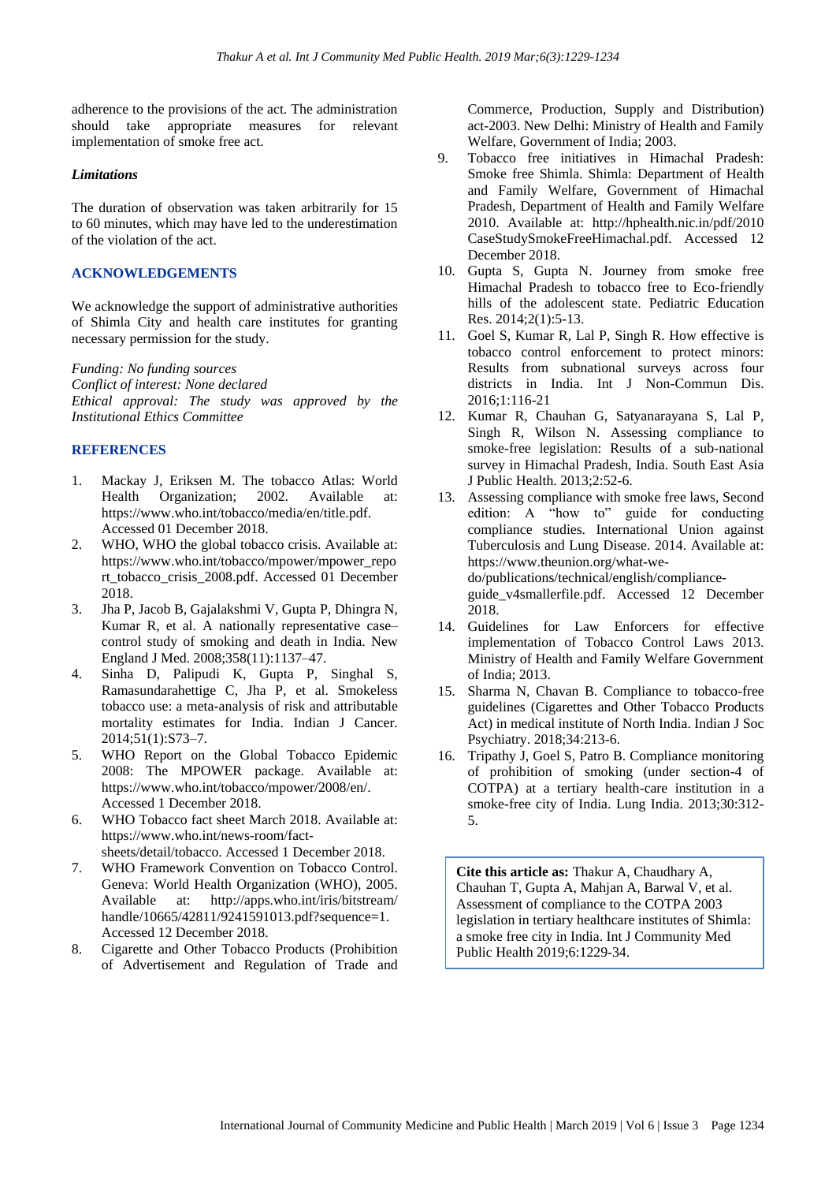adherence to the provisions of the act. The administration should take appropriate measures for relevant implementation of smoke free act.

### *Limitations*

The duration of observation was taken arbitrarily for 15 to 60 minutes, which may have led to the underestimation of the violation of the act.

## ACKNOWLEDGEMENTS

We acknowledge the support of administrative authorities of Shimla City and health care institutes for granting necessary permission for the study.

*Funding: No funding sources*
*Conflict of interest: None declared*
*Ethical approval: The study was approved by the Institutional Ethics Committee*

## REFERENCES

1. Mackay J, Eriksen M. The tobacco Atlas: World Health Organization; 2002. Available at: https://www.who.int/tobacco/media/en/title.pdf. Accessed 01 December 2018.
2. WHO, WHO the global tobacco crisis. Available at: https://www.who.int/tobacco/mpower/mpower_report_tobacco_crisis_2008.pdf. Accessed 01 December 2018.
3. Jha P, Jacob B, Gajalakshmi V, Gupta P, Dhingra N, Kumar R, et al. A nationally representative case–control study of smoking and death in India. New England J Med. 2008;358(11):1137–47.
4. Sinha D, Palipudi K, Gupta P, Singhal S, Ramasundarahettige C, Jha P, et al. Smokeless tobacco use: a meta-analysis of risk and attributable mortality estimates for India. Indian J Cancer. 2014;51(1):S73–7.
5. WHO Report on the Global Tobacco Epidemic 2008: The MPOWER package. Available at: https://www.who.int/tobacco/mpower/2008/en/. Accessed 1 December 2018.
6. WHO Tobacco fact sheet March 2018. Available at: https://www.who.int/news-room/fact-sheets/detail/tobacco. Accessed 1 December 2018.
7. WHO Framework Convention on Tobacco Control. Geneva: World Health Organization (WHO), 2005. Available at: http://apps.who.int/iris/bitstream/handle/10665/42811/9241591013.pdf?sequence=1. Accessed 12 December 2018.
8. Cigarette and Other Tobacco Products (Prohibition of Advertisement and Regulation of Trade and Commerce, Production, Supply and Distribution) act-2003. New Delhi: Ministry of Health and Family Welfare, Government of India; 2003.
9. Tobacco free initiatives in Himachal Pradesh: Smoke free Shimla. Shimla: Department of Health and Family Welfare, Government of Himachal Pradesh, Department of Health and Family Welfare 2010. Available at: http://hphealth.nic.in/pdf/2010CaseStudySmokeFreeHimachal.pdf. Accessed 12 December 2018.
10. Gupta S, Gupta N. Journey from smoke free Himachal Pradesh to tobacco free to Eco-friendly hills of the adolescent state. Pediatric Education Res. 2014;2(1):5-13.
11. Goel S, Kumar R, Lal P, Singh R. How effective is tobacco control enforcement to protect minors: Results from subnational surveys across four districts in India. Int J Non-Commun Dis. 2016;1:116-21
12. Kumar R, Chauhan G, Satyanarayana S, Lal P, Singh R, Wilson N. Assessing compliance to smoke-free legislation: Results of a sub-national survey in Himachal Pradesh, India. South East Asia J Public Health. 2013;2:52-6.
13. Assessing compliance with smoke free laws, Second edition: A "how to" guide for conducting compliance studies. International Union against Tuberculosis and Lung Disease. 2014. Available at: https://www.theunion.org/what-we-do/publications/technical/english/compliance-guide_v4smallerfile.pdf. Accessed 12 December 2018.
14. Guidelines for Law Enforcers for effective implementation of Tobacco Control Laws 2013. Ministry of Health and Family Welfare Government of India; 2013.
15. Sharma N, Chavan B. Compliance to tobacco-free guidelines (Cigarettes and Other Tobacco Products Act) in medical institute of North India. Indian J Soc Psychiatry. 2018;34:213-6.
16. Tripathy J, Goel S, Patro B. Compliance monitoring of prohibition of smoking (under section-4 of COTPA) at a tertiary health-care institution in a smoke-free city of India. Lung India. 2013;30:312-5.

**Cite this article as:** Thakur A, Chaudhary A, Chauhan T, Gupta A, Mahjan A, Barwal V, et al. Assessment of compliance to the COTPA 2003 legislation in tertiary healthcare institutes of Shimla: a smoke free city in India. Int J Community Med Public Health 2019;6:1229-34.